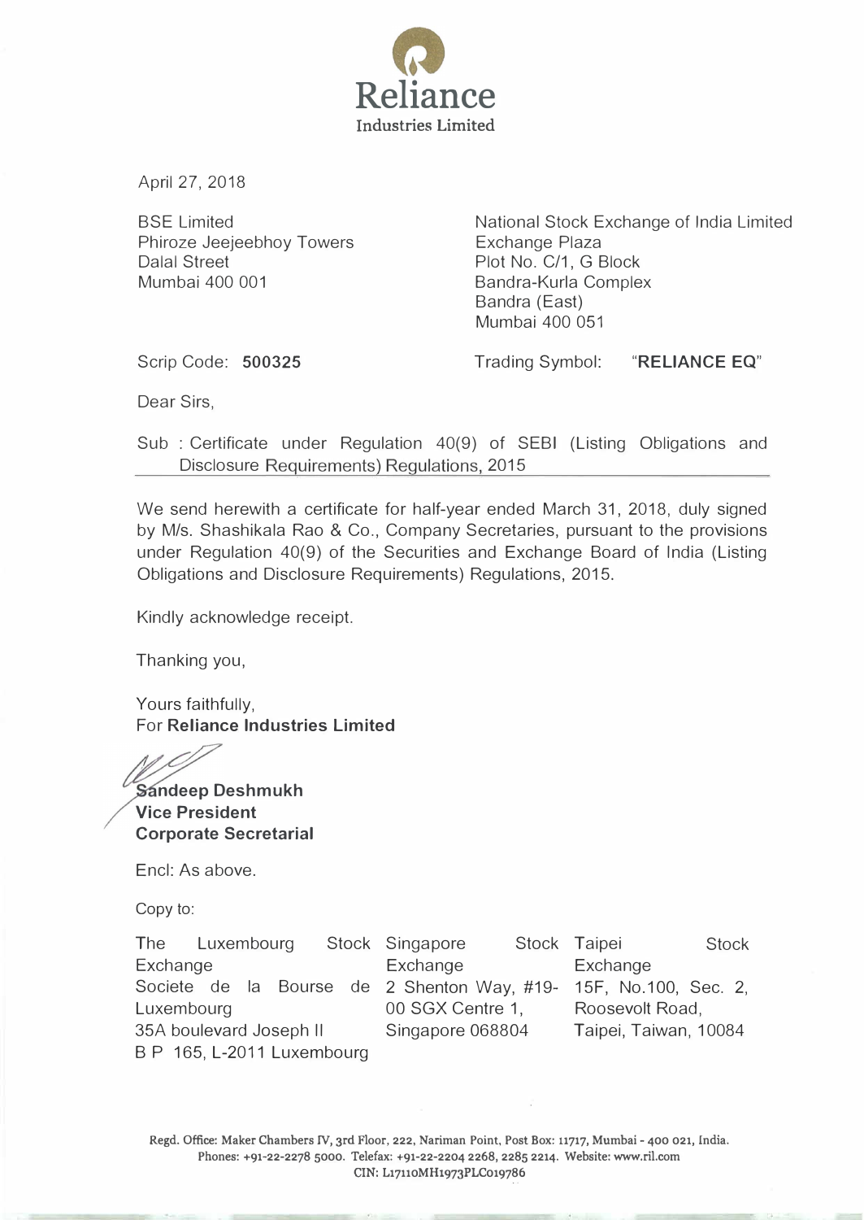**Reliance**
Industries Limited

April 27, 2018

BSE Limited
Phiroze Jeejeebhoy Towers
Dalal Street
Mumbai 400 001

National Stock Exchange of India Limited
Exchange Plaza
Plot No. C/1, G Block
Bandra-Kurla Complex
Bandra (East)
Mumbai 400 051

Scrip Code: **500325**

Trading Symbol: "**RELIANCE EQ**"

Dear Sirs,

Sub : Certificate under Regulation 40(9) of SEBI (Listing Obligations and Disclosure Requirements) Regulations, 2015

We send herewith a certificate for half-year ended March 31, 2018, duly signed by M/s. Shashikala Rao & Co., Company Secretaries, pursuant to the provisions under Regulation 40(9) of the Securities and Exchange Board of India (Listing Obligations and Disclosure Requirements) Regulations, 2015.

Kindly acknowledge receipt.

Thanking you,

Yours faithfully,
For **Reliance Industries Limited**

**Sandeep Deshmukh**
**Vice President**
**Corporate Secretarial**

Encl: As above.

Copy to:

| The Luxembourg Stock Exchange | Singapore Stock Exchange | Taipei Stock Exchange |
|---|---|---|
| Societe de la Bourse de Luxembourg<br>35A boulevard Joseph II<br>B P 165, L-2011 Luxembourg | 2 Shenton Way, #19-00 SGX Centre 1,<br>Singapore 068804 | 15F, No.100, Sec. 2, Roosevolt Road,<br>Taipei, Taiwan, 10084 |

Regd. Office: Maker Chambers IV, 3rd Floor, 222, Nariman Point, Post Box: 11717, Mumbai - 400 021, India.
Phones: +91-22-2278 5000. Telefax: +91-22-2204 2268, 2285 2214. Website: www.ril.com
CIN: L17110MH1973PLC019786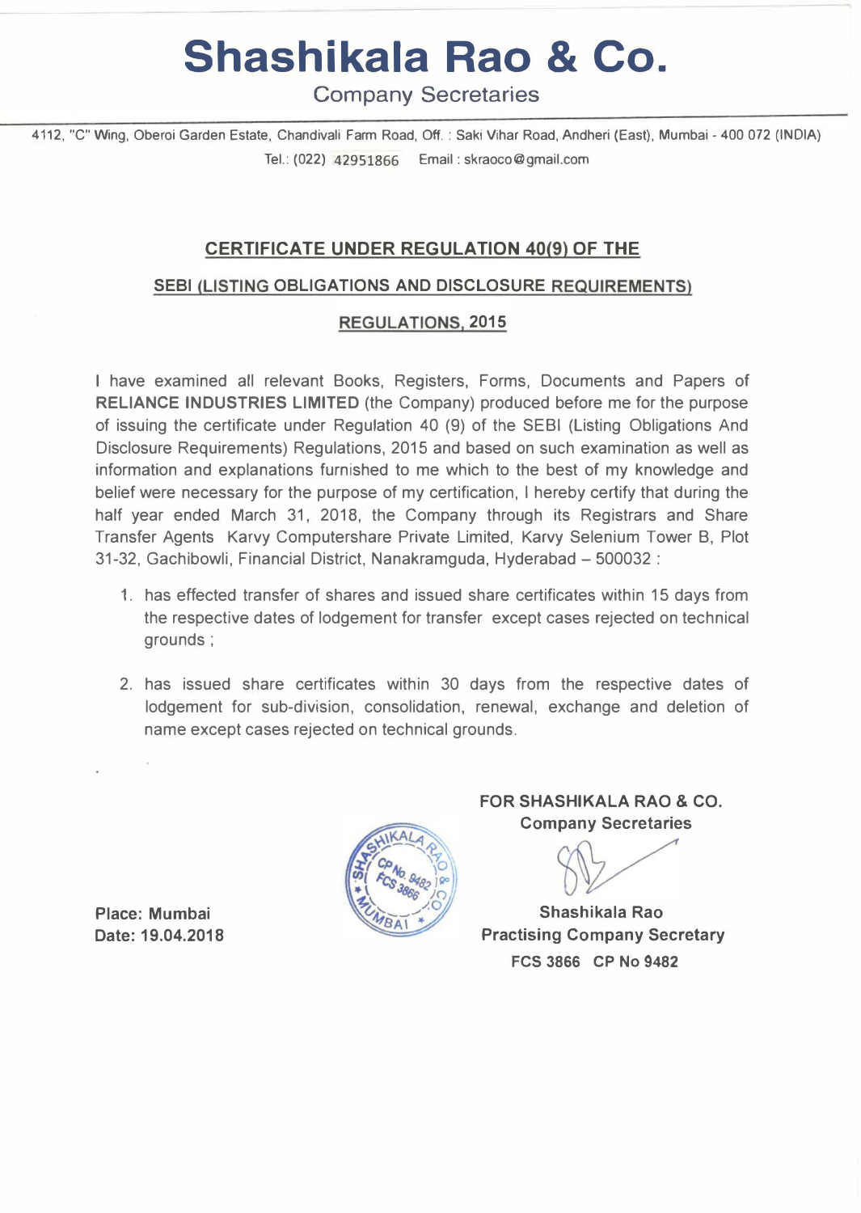# Shashikala Rao & Co.

Company Secretaries

4112, "C" Wing, Oberoi Garden Estate, Chandivali Farm Road, Off. : Saki Vihar Road, Andheri (East), Mumbai - 400 072 (INDIA)
Tel.: (022) 42951866 Email : skraoco@gmail.com

## CERTIFICATE UNDER REGULATION 40(9) OF THE SEBI (LISTING OBLIGATIONS AND DISCLOSURE REQUIREMENTS) REGULATIONS, 2015

I have examined all relevant Books, Registers, Forms, Documents and Papers of **RELIANCE INDUSTRIES LIMITED** (the Company) produced before me for the purpose of issuing the certificate under Regulation 40 (9) of the SEBI (Listing Obligations And Disclosure Requirements) Regulations, 2015 and based on such examination as well as information and explanations furnished to me which to the best of my knowledge and belief were necessary for the purpose of my certification, I hereby certify that during the half year ended March 31, 2018, the Company through its Registrars and Share Transfer Agents Karvy Computershare Private Limited, Karvy Selenium Tower B, Plot 31-32, Gachibowli, Financial District, Nanakramguda, Hyderabad – 500032 :

1. has effected transfer of shares and issued share certificates within 15 days from the respective dates of lodgement for transfer except cases rejected on technical grounds ;

2. has issued share certificates within 30 days from the respective dates of lodgement for sub-division, consolidation, renewal, exchange and deletion of name except cases rejected on technical grounds.

**FOR SHASHIKALA RAO & CO.**
**Company Secretaries**

**Shashikala Rao**
**Practising Company Secretary**
**FCS 3866 CP No 9482**

**Place: Mumbai**
**Date: 19.04.2018**